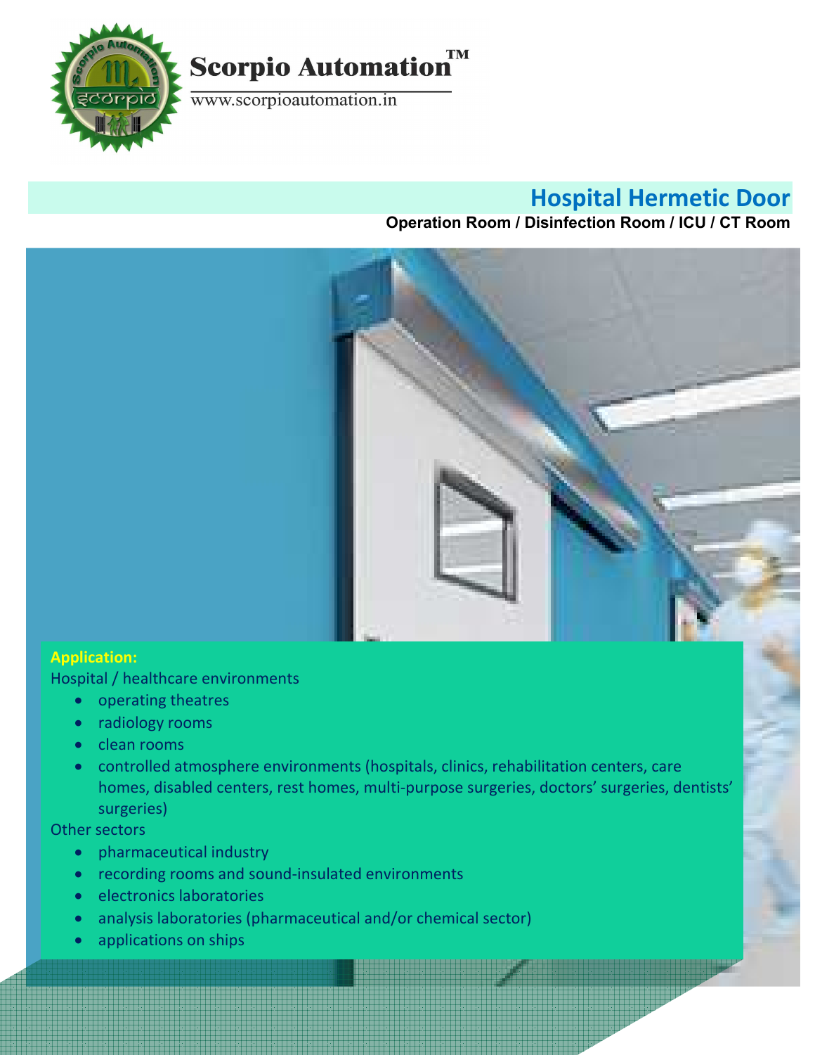Scorpio Automation™

www.scorpioautomation.in

# Hospital Hermetic Door

**Operation Room / Disinfection Room / ICU / CT Room**

**Application:**

Hospital / healthcare environments

- operating theatres
- radiology rooms
- clean rooms
- controlled atmosphere environments (hospitals, clinics, rehabilitation centers, care homes, disabled centers, rest homes, multi-purpose surgeries, doctors' surgeries, dentists' surgeries)

Other sectors

- pharmaceutical industry
- recording rooms and sound-insulated environments
- electronics laboratories
- analysis laboratories (pharmaceutical and/or chemical sector)
- applications on ships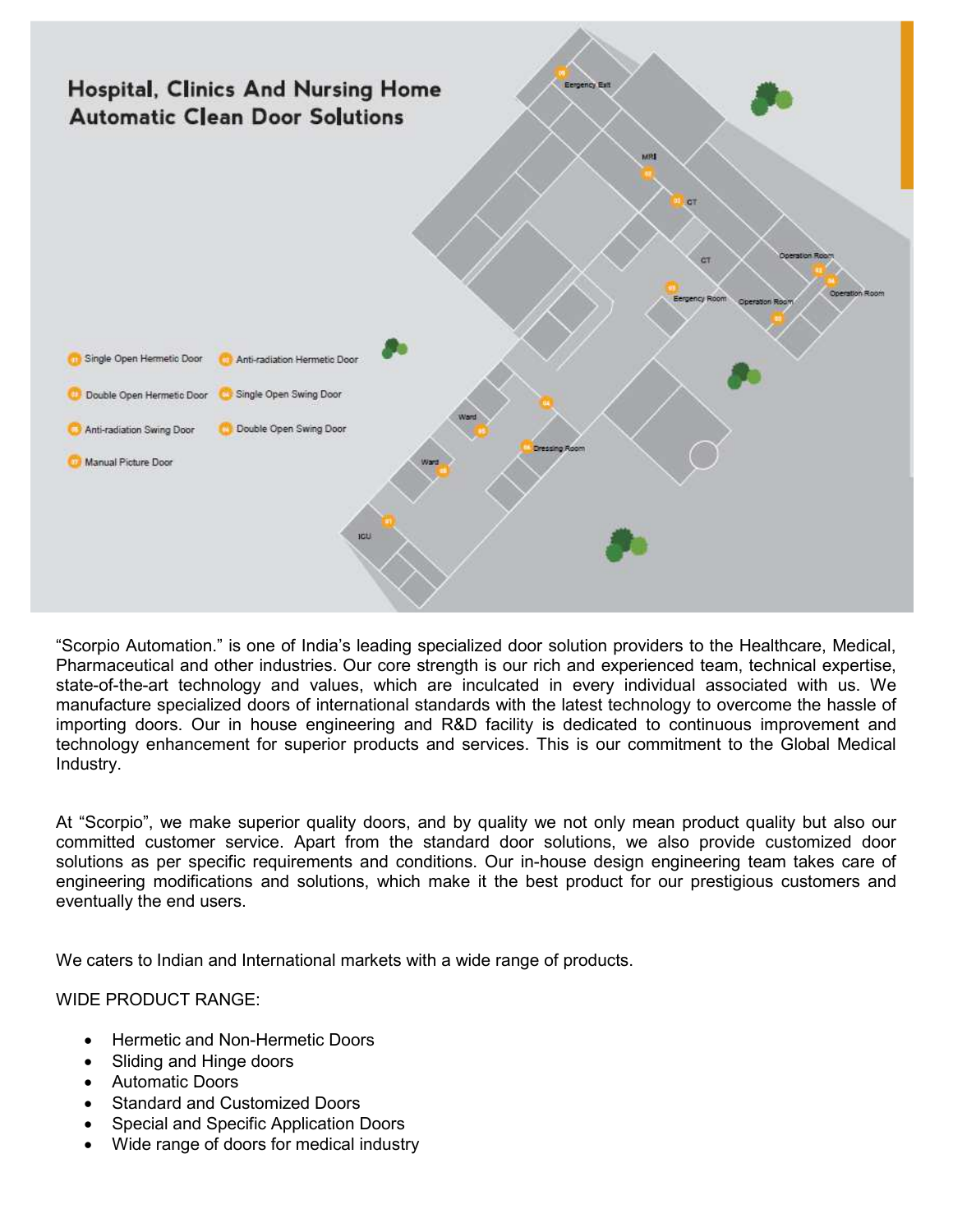# Hospital, Clinics And Nursing Home Automatic Clean Door Solutions

- 01 Single Open Hermetic Door
- 02 Anti-radiation Hermetic Door
- 03 Double Open Hermetic Door
- 04 Single Open Swing Door
- 05 Anti-radiation Swing Door
- 06 Double Open Swing Door
- 07 Manual Picture Door

"Scorpio Automation." is one of India's leading specialized door solution providers to the Healthcare, Medical, Pharmaceutical and other industries. Our core strength is our rich and experienced team, technical expertise, state-of-the-art technology and values, which are inculcated in every individual associated with us. We manufacture specialized doors of international standards with the latest technology to overcome the hassle of importing doors. Our in house engineering and R&D facility is dedicated to continuous improvement and technology enhancement for superior products and services. This is our commitment to the Global Medical Industry.

At "Scorpio", we make superior quality doors, and by quality we not only mean product quality but also our committed customer service. Apart from the standard door solutions, we also provide customized door solutions as per specific requirements and conditions. Our in-house design engineering team takes care of engineering modifications and solutions, which make it the best product for our prestigious customers and eventually the end users.

We caters to Indian and International markets with a wide range of products.

WIDE PRODUCT RANGE:

- Hermetic and Non-Hermetic Doors
- Sliding and Hinge doors
- Automatic Doors
- Standard and Customized Doors
- Special and Specific Application Doors
- Wide range of doors for medical industry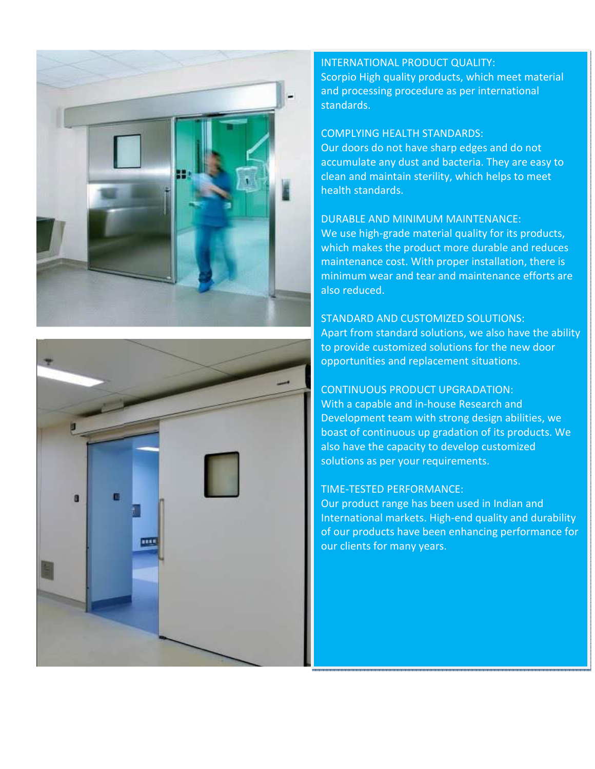## INTERNATIONAL PRODUCT QUALITY:

Scorpio High quality products, which meet material and processing procedure as per international standards.

## COMPLYING HEALTH STANDARDS:

Our doors do not have sharp edges and do not accumulate any dust and bacteria. They are easy to clean and maintain sterility, which helps to meet health standards.

## DURABLE AND MINIMUM MAINTENANCE:

We use high-grade material quality for its products, which makes the product more durable and reduces maintenance cost. With proper installation, there is minimum wear and tear and maintenance efforts are also reduced.

## STANDARD AND CUSTOMIZED SOLUTIONS:

Apart from standard solutions, we also have the ability to provide customized solutions for the new door opportunities and replacement situations.

## CONTINUOUS PRODUCT UPGRADATION:

With a capable and in-house Research and Development team with strong design abilities, we boast of continuous up gradation of its products. We also have the capacity to develop customized solutions as per your requirements.

## TIME-TESTED PERFORMANCE:

Our product range has been used in Indian and International markets. High-end quality and durability of our products have been enhancing performance for our clients for many years.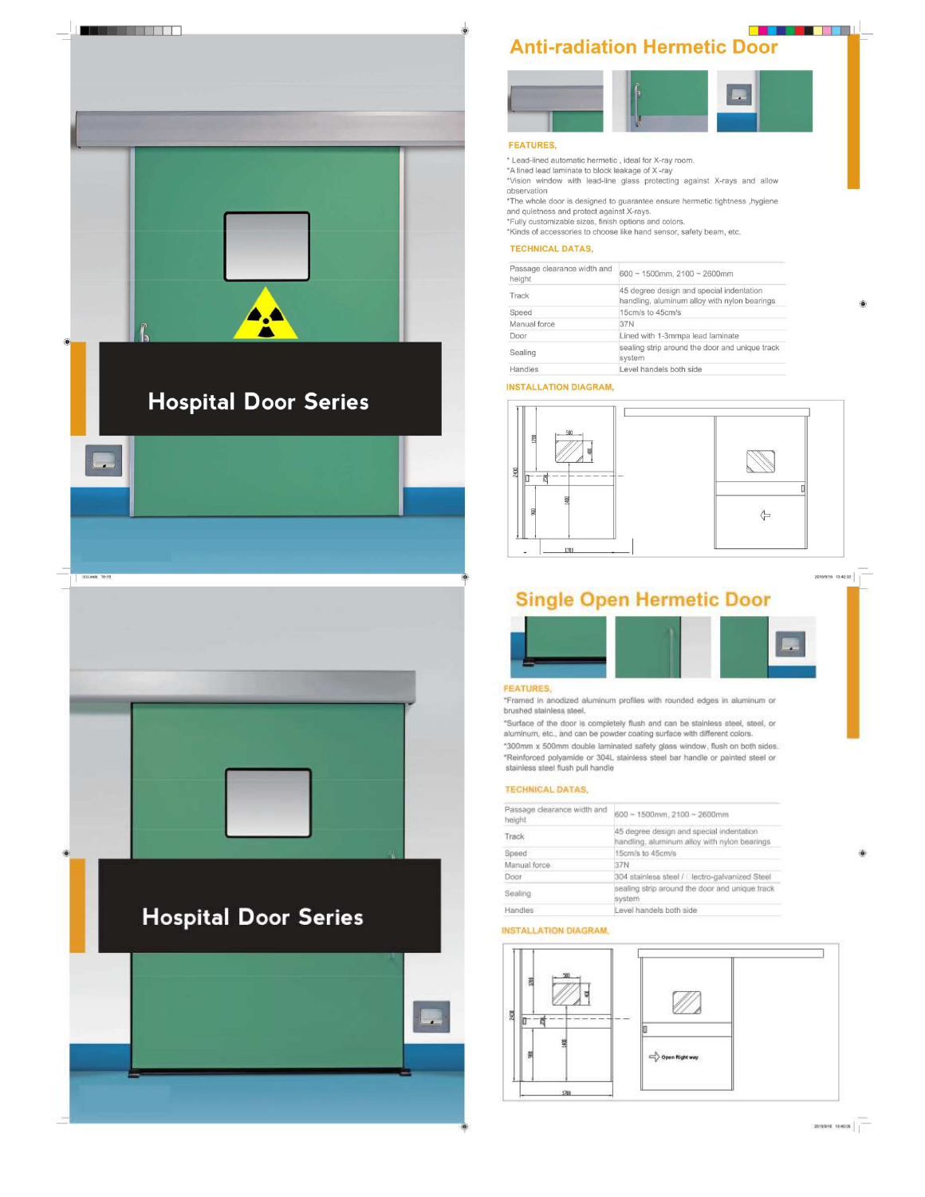Hospital Door Series

# Anti-radiation Hermetic Door

## FEATURES,

* Lead-lined automatic hermetic , ideal for X-ray room.
*A lined lead laminate to block leakage of X -ray
*Vision window with lead-line glass protecting against X-rays and allow observation
*The whole door is designed to guarantee ensure hermetic tightness ,hygiene and quietness and protect against X-rays.
*Fully customizable sizes, finish options and colors.
*Kinds of accessories to choose like hand sensor, safety beam, etc.

## TECHNICAL DATAS,

| | |
|---|---|
| Passage clearance width and height | 600 ~ 1500mm, 2100 ~ 2600mm |
| Track | 45 degree design and special indentation handling, aluminum alloy with nylon bearings |
| Speed | 15cm/s to 45cm/s |
| Manual force | 37N |
| Door | Lined with 1-3mmpa lead laminate |
| Sealing | sealing strip around the door and unique track system |
| Handles | Level handels both side |

## INSTALLATION DIAGRAM,

2400
1200
500
400
250
1400
950
1700

Hospital Door Series

# Single Open Hermetic Door

## FEATURES,

*Framed in anodized aluminum profiles with rounded edges in aluminum or brushed stainless steel.
*Surface of the door is completely flush and can be stainless steel, steel, or aluminum, etc., and can be powder coating surface with different colors.
*300mm x 500mm double laminated safety glass window, flush on both sides.
*Reinforced polyamide or 304L stainless steel bar handle or painted steel or stainless steel flush pull handle

## TECHNICAL DATAS,

| | |
|---|---|
| Passage clearance width and height | 600 ~ 1500mm, 2100 ~ 2600mm |
| Track | 45 degree design and special indentation handling, aluminum alloy with nylon bearings |
| Speed | 15cm/s to 45cm/s |
| Manual force | 37N |
| Door | 304 stainless steel / lectro-galvanized Steel |
| Sealing | sealing strip around the door and unique track system |
| Handles | Level handels both side |

## INSTALLATION DIAGRAM,

2400
1200
500
400
250
1400
950
1700
Open Right way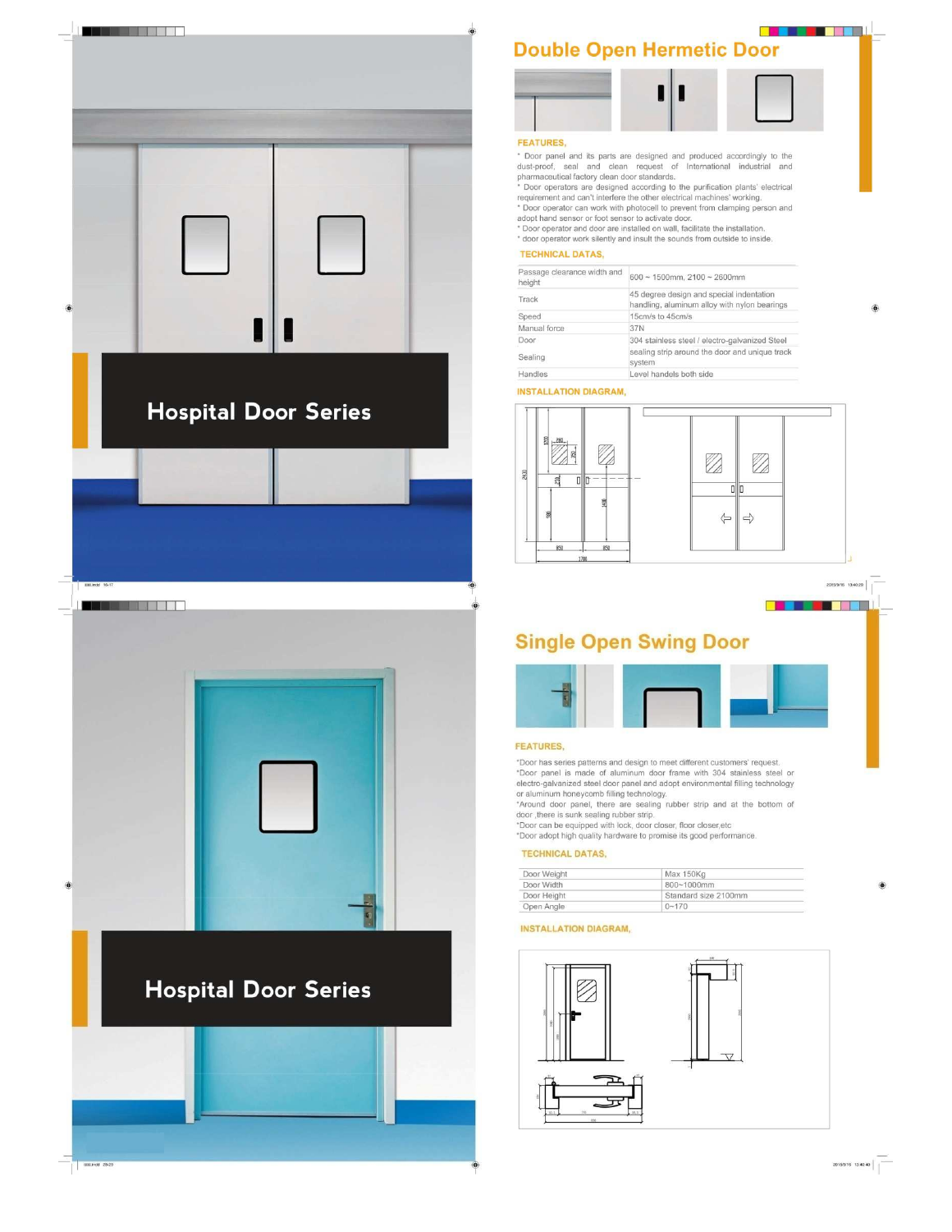Hospital Door Series

# Double Open Hermetic Door

**FEATURES,**

* Door panel and its parts are designed and produced accordingly to the dust-proof, seal and clean request of International industrial and pharmaceutical factory clean door standards.
* Door operators are designed according to the purification plants' electrical requirement and can't interfere the other electrical machines' working.
* Door operator can work with photocell to prevent from clamping person and adopt hand sensor or foot sensor to activate door.
* Door operator and door are installed on wall, facilitate the installation.
* door operator work silently and insult the sounds from outside to inside.

**TECHNICAL DATAS,**

| | |
|---|---|
| Passage clearance width and height | 600 ~ 1500mm, 2100 ~ 2600mm |
| Track | 45 degree design and special indentation handling, aluminum alloy with nylon bearings |
| Speed | 15cm/s to 45cm/s |
| Manual force | 37N |
| Door | 304 stainless steel / electro-galvanized Steel |
| Sealing | sealing strip around the door and unique track system |
| Handles | Level handels both side |

**INSTALLATION DIAGRAM,**

Hospital Door Series

# Single Open Swing Door

**FEATURES,**

*Door has series patterns and design to meet different customers' request.
*Door panel is made of aluminum door frame with 304 stainless steel or electro-galvanized steel door panel and adopt environmental filling technology or aluminum honeycomb filling technology.
*Around door panel, there are sealing rubber strip and at the bottom of door ,there is sunk sealing rubber strip.
*Door can be equipped with lock, door closer, floor closer,etc
*Door adopt high quality hardware to promise its good performance.

**TECHNICAL DATAS,**

| | |
|---|---|
| Door Weight | Max 150Kg |
| Door Width | 800~1000mm |
| Door Height | Standard size 2100mm |
| Open Angle | 0~170 |

**INSTALLATION DIAGRAM,**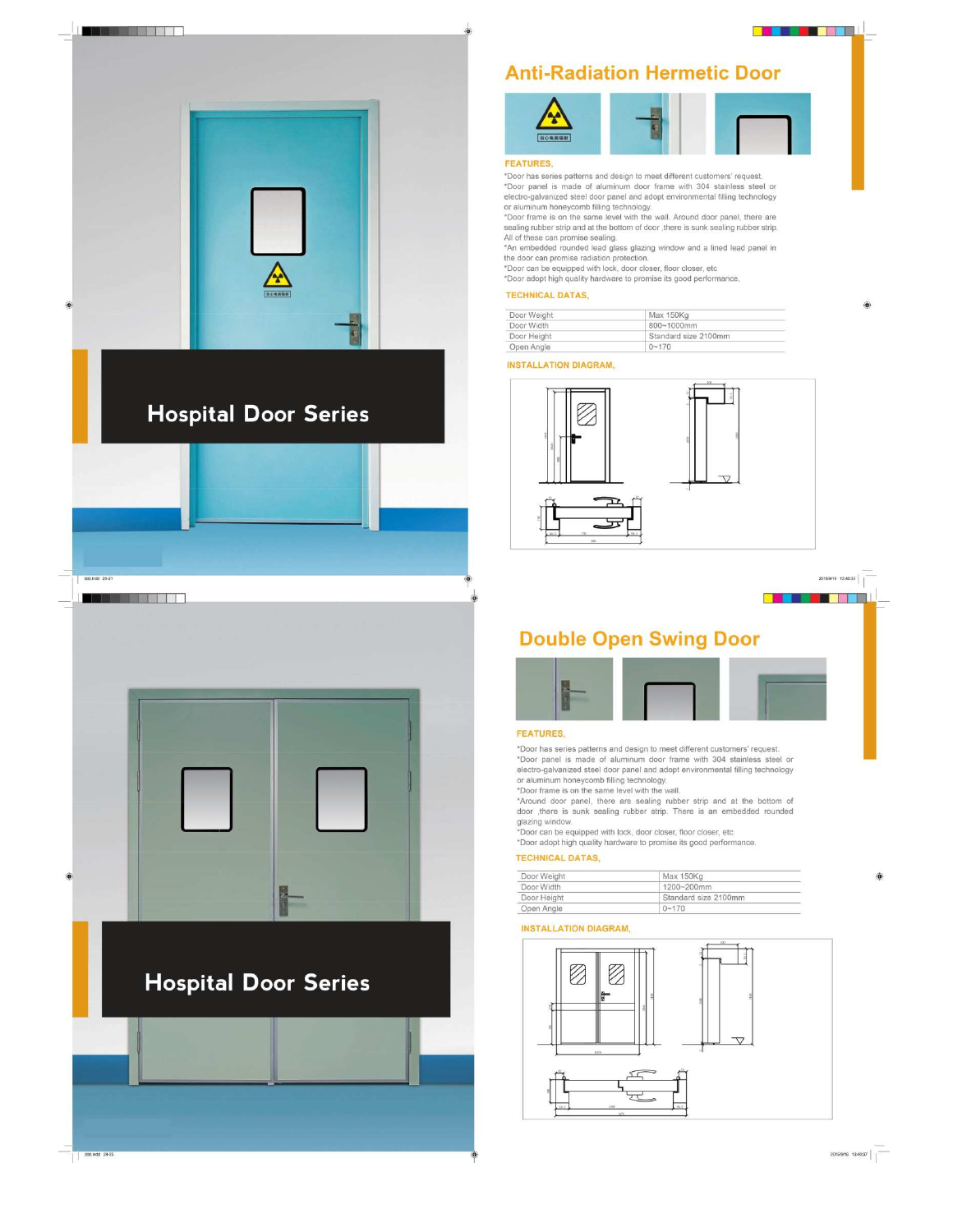Hospital Door Series

## Anti-Radiation Hermetic Door

**FEATURES,**

*Door has series patterns and design to meet different customers' request.
*Door panel is made of aluminum door frame with 304 stainless steel or electro-galvanized steel door panel and adopt environmental filling technology or aluminum honeycomb filling technology.
*Door frame is on the same level with the wall. Around door panel, there are sealing rubber strip and at the bottom of door ,there is sunk sealing rubber strip. All of these can promise sealing.
*An embedded rounded lead glass glazing window and a lined lead panel in the door can promise radiation protection.
*Door can be equipped with lock, door closer, floor closer, etc
*Door adopt high quality hardware to promise its good performance.

**TECHNICAL DATAS,**

| | |
|---|---|
| Door Weight | Max 150Kg |
| Door Width | 800~1000mm |
| Door Height | Standard size 2100mm |
| Open Angle | 0~170 |

**INSTALLATION DIAGRAM,**

Hospital Door Series

## Double Open Swing Door

**FEATURES,**

*Door has series patterns and design to meet different customers' request.
*Door panel is made of aluminum door frame with 304 stainless steel or electro-galvanized steel door panel and adopt environmental filling technology or aluminum honeycomb filling technology.
*Door frame is on the same level with the wall.
*Around door panel, there are sealing rubber strip and at the bottom of door ,there is sunk sealing rubber strip. There is an embedded rounded glazing window.
*Door can be equipped with lock, door closer, floor closer, etc
*Door adopt high quality hardware to promise its good performance.

**TECHNICAL DATAS,**

| | |
|---|---|
| Door Weight | Max 150Kg |
| Door Width | 1200~200mm |
| Door Height | Standard size 2100mm |
| Open Angle | 0~170 |

**INSTALLATION DIAGRAM,**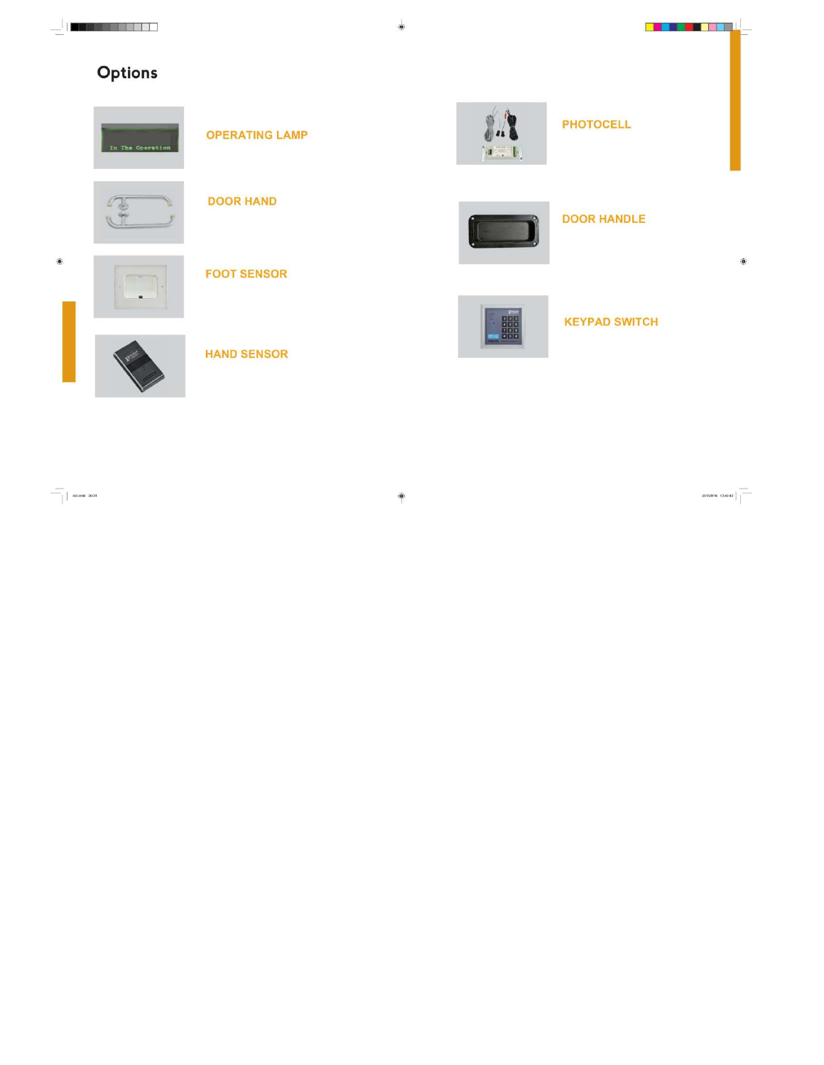# Options

OPERATING LAMP

DOOR HAND

FOOT SENSOR

HAND SENSOR

PHOTOCELL

DOOR HANDLE

KEYPAD SWITCH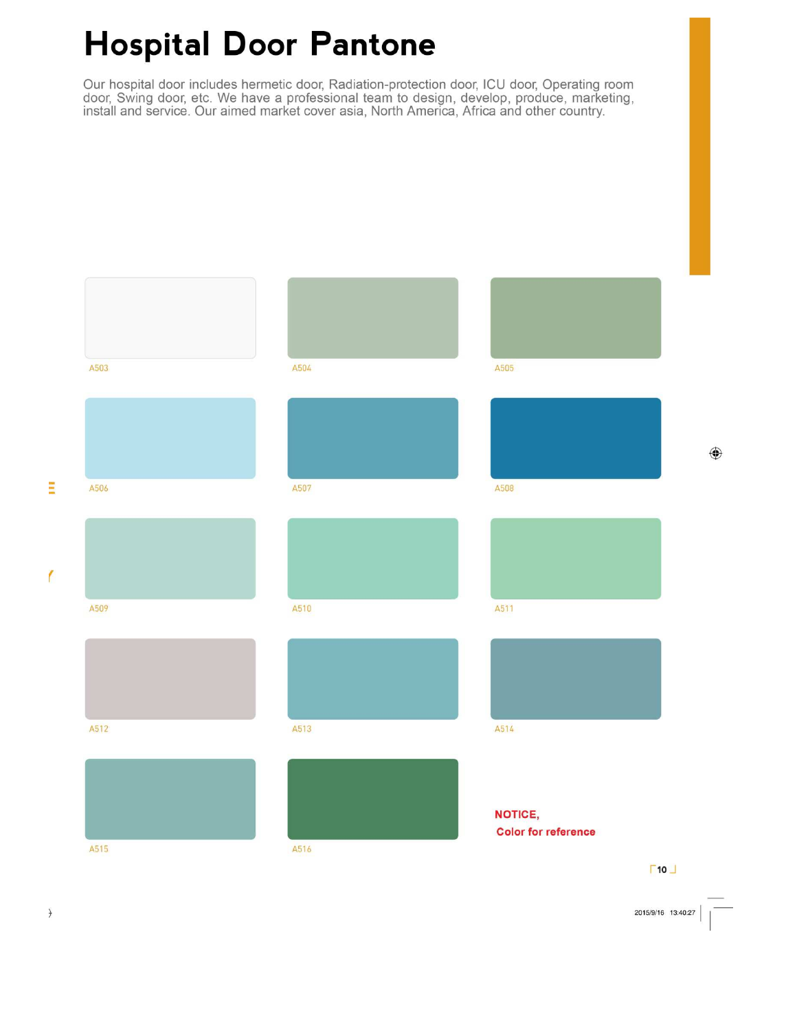# Hospital Door Pantone

Our hospital door includes hermetic door, Radiation-protection door, ICU door, Operating room door, Swing door, etc. We have a professional team to design, develop, produce, marketing, install and service. Our aimed market cover asia, North America, Africa and other country.

A503

A504

A505

A506

A507

A508

A509

A510

A511

A512

A513

A514

A515

A516

**NOTICE,**
**Color for reference**